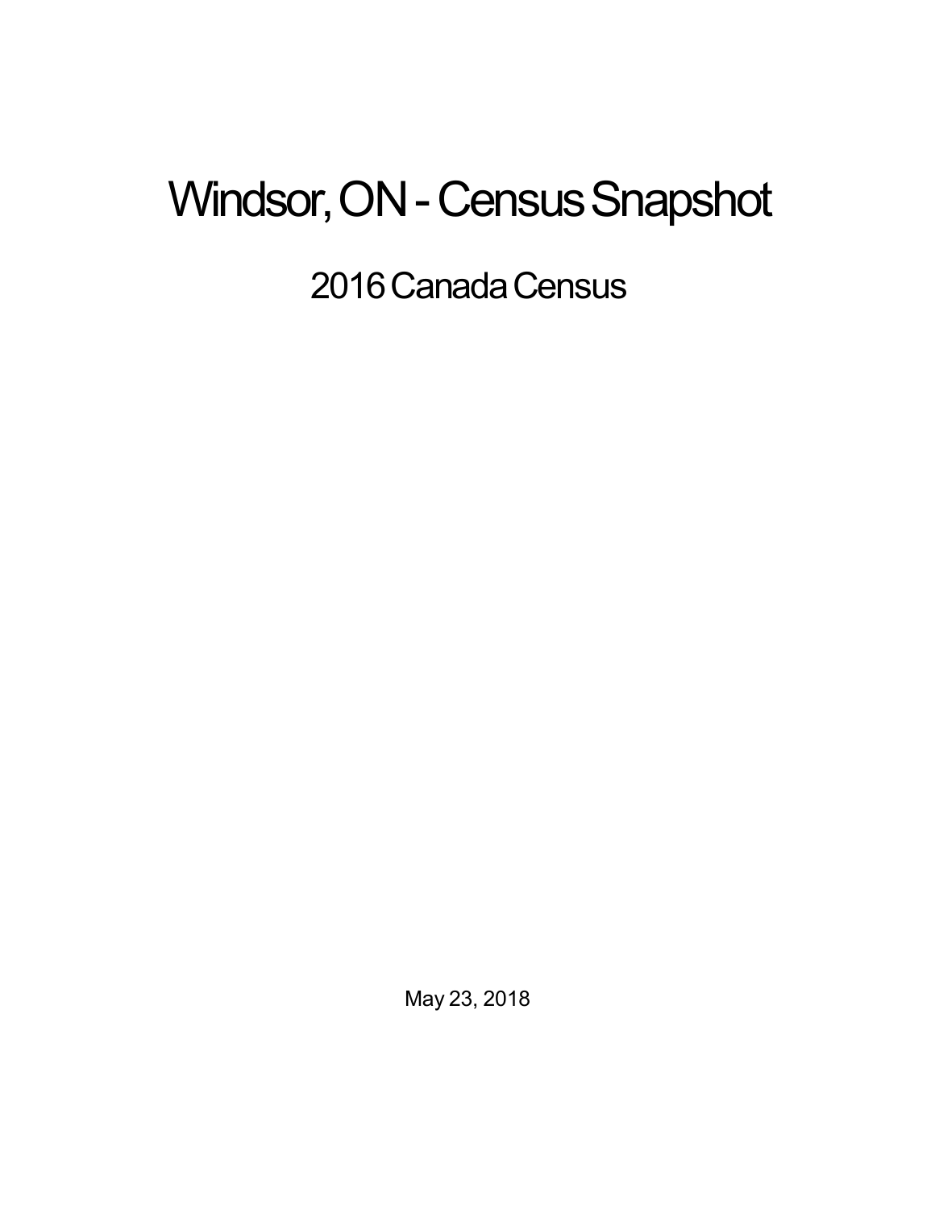# Windsor, ON - Census Snapshot

## 2016 Canada Census

May 23, 2018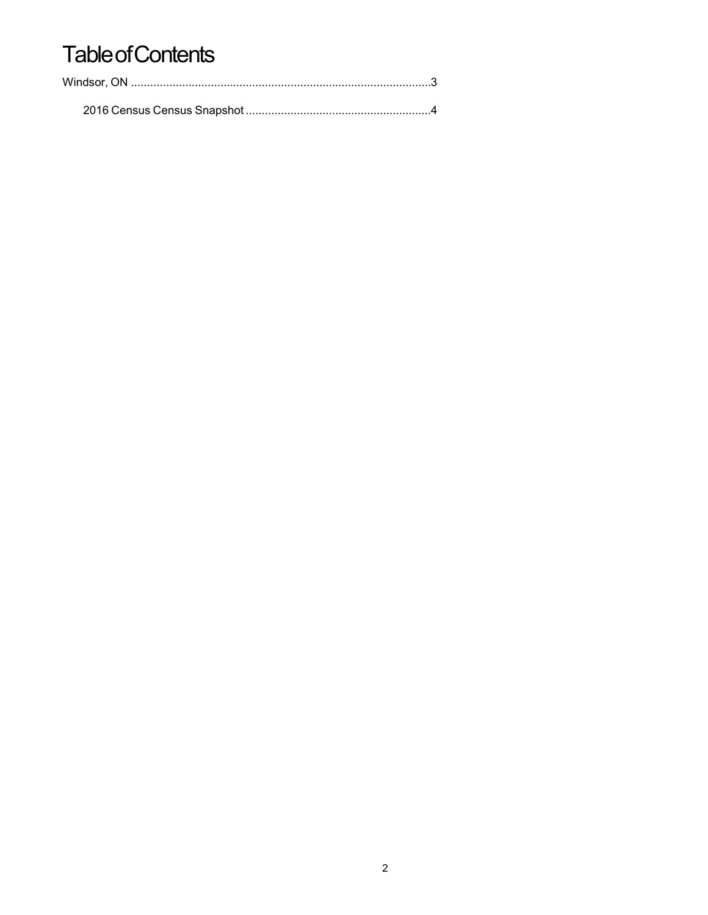# Table of Contents

Windsor, ON ............................................................................................3

2016 Census Census Snapshot ..........................................................4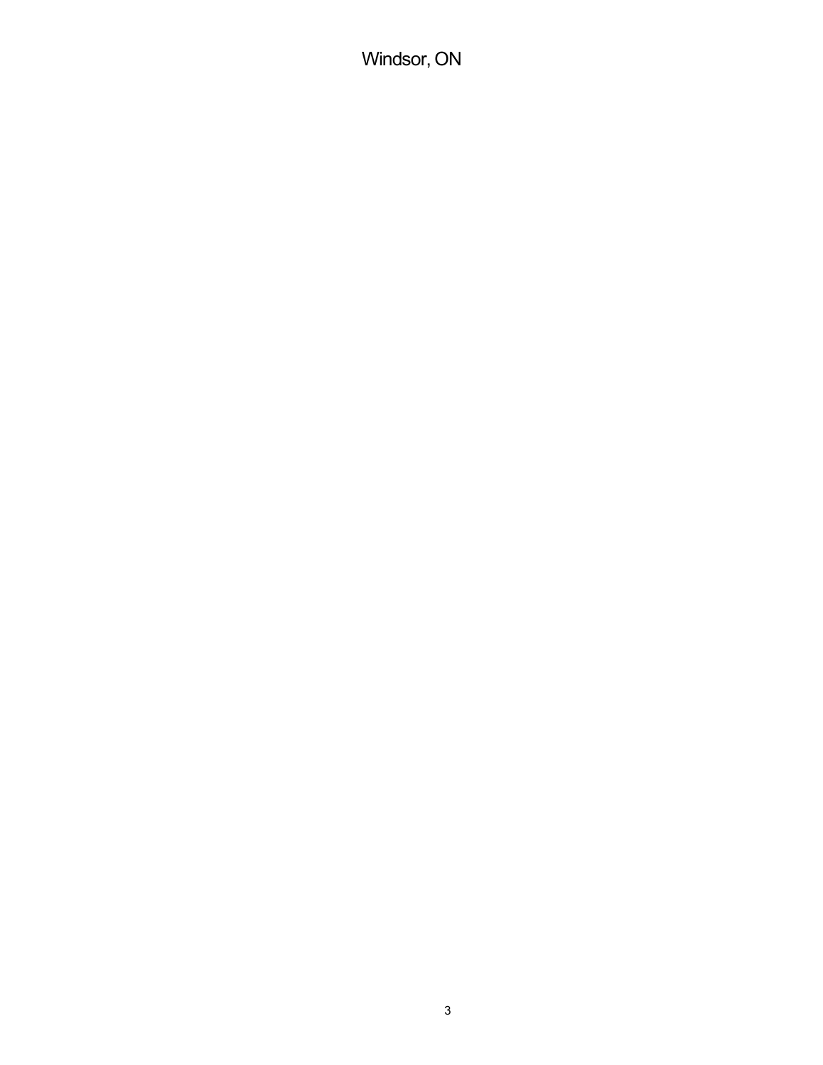Windsor, ON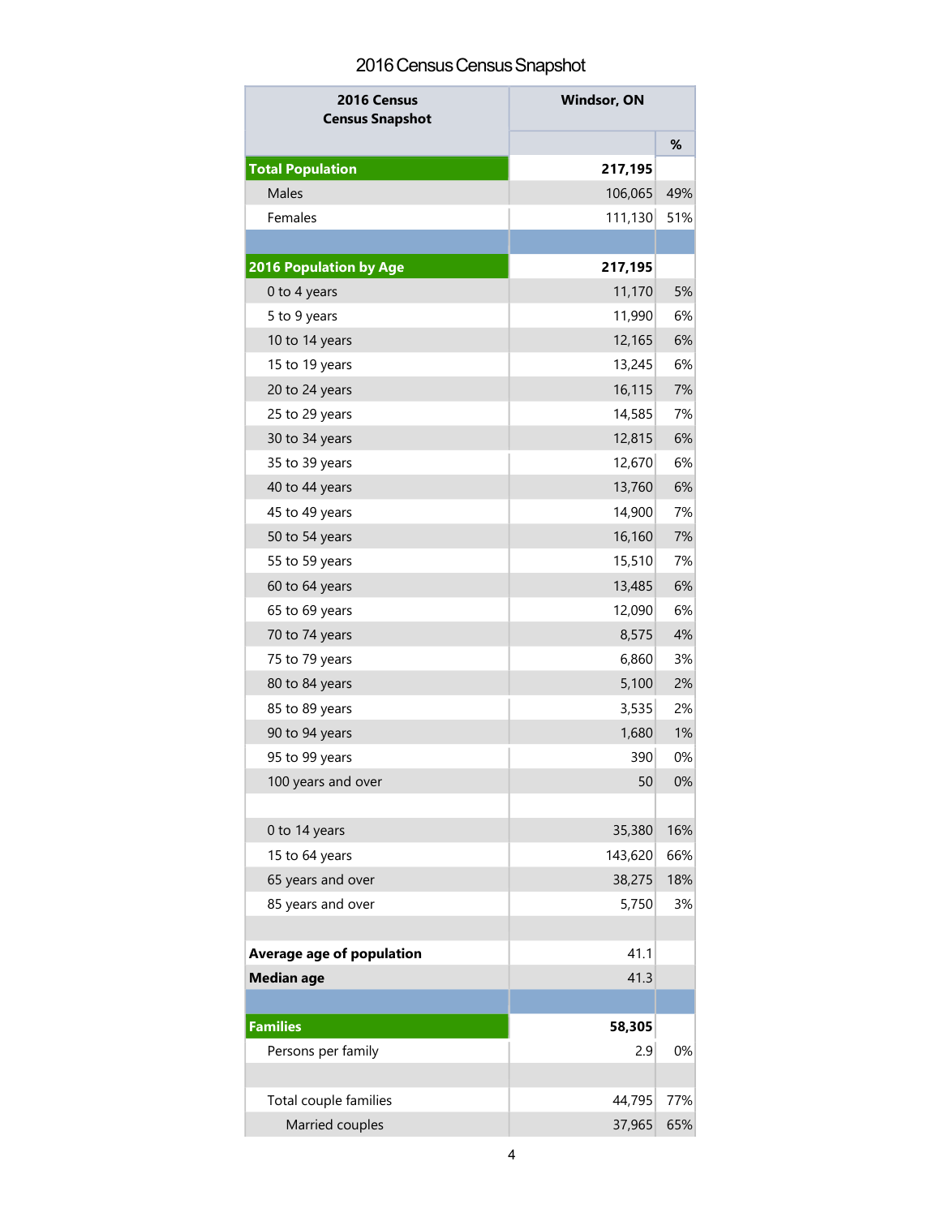# 2016 Census Census Snapshot

| 2016 Census Census Snapshot | Windsor, ON | |
|---|---|---|
| | | % |
| **Total Population** | **217,195** | |
| Males | 106,065 | 49% |
| Females | 111,130 | 51% |
| | | |
| **2016 Population by Age** | **217,195** | |
| 0 to 4 years | 11,170 | 5% |
| 5 to 9 years | 11,990 | 6% |
| 10 to 14 years | 12,165 | 6% |
| 15 to 19 years | 13,245 | 6% |
| 20 to 24 years | 16,115 | 7% |
| 25 to 29 years | 14,585 | 7% |
| 30 to 34 years | 12,815 | 6% |
| 35 to 39 years | 12,670 | 6% |
| 40 to 44 years | 13,760 | 6% |
| 45 to 49 years | 14,900 | 7% |
| 50 to 54 years | 16,160 | 7% |
| 55 to 59 years | 15,510 | 7% |
| 60 to 64 years | 13,485 | 6% |
| 65 to 69 years | 12,090 | 6% |
| 70 to 74 years | 8,575 | 4% |
| 75 to 79 years | 6,860 | 3% |
| 80 to 84 years | 5,100 | 2% |
| 85 to 89 years | 3,535 | 2% |
| 90 to 94 years | 1,680 | 1% |
| 95 to 99 years | 390 | 0% |
| 100 years and over | 50 | 0% |
| | | |
| 0 to 14 years | 35,380 | 16% |
| 15 to 64 years | 143,620 | 66% |
| 65 years and over | 38,275 | 18% |
| 85 years and over | 5,750 | 3% |
| | | |
| **Average age of population** | 41.1 | |
| **Median age** | 41.3 | |
| | | |
| **Families** | **58,305** | |
| Persons per family | 2.9 | 0% |
| | | |
| Total couple families | 44,795 | 77% |
| Married couples | 37,965 | 65% |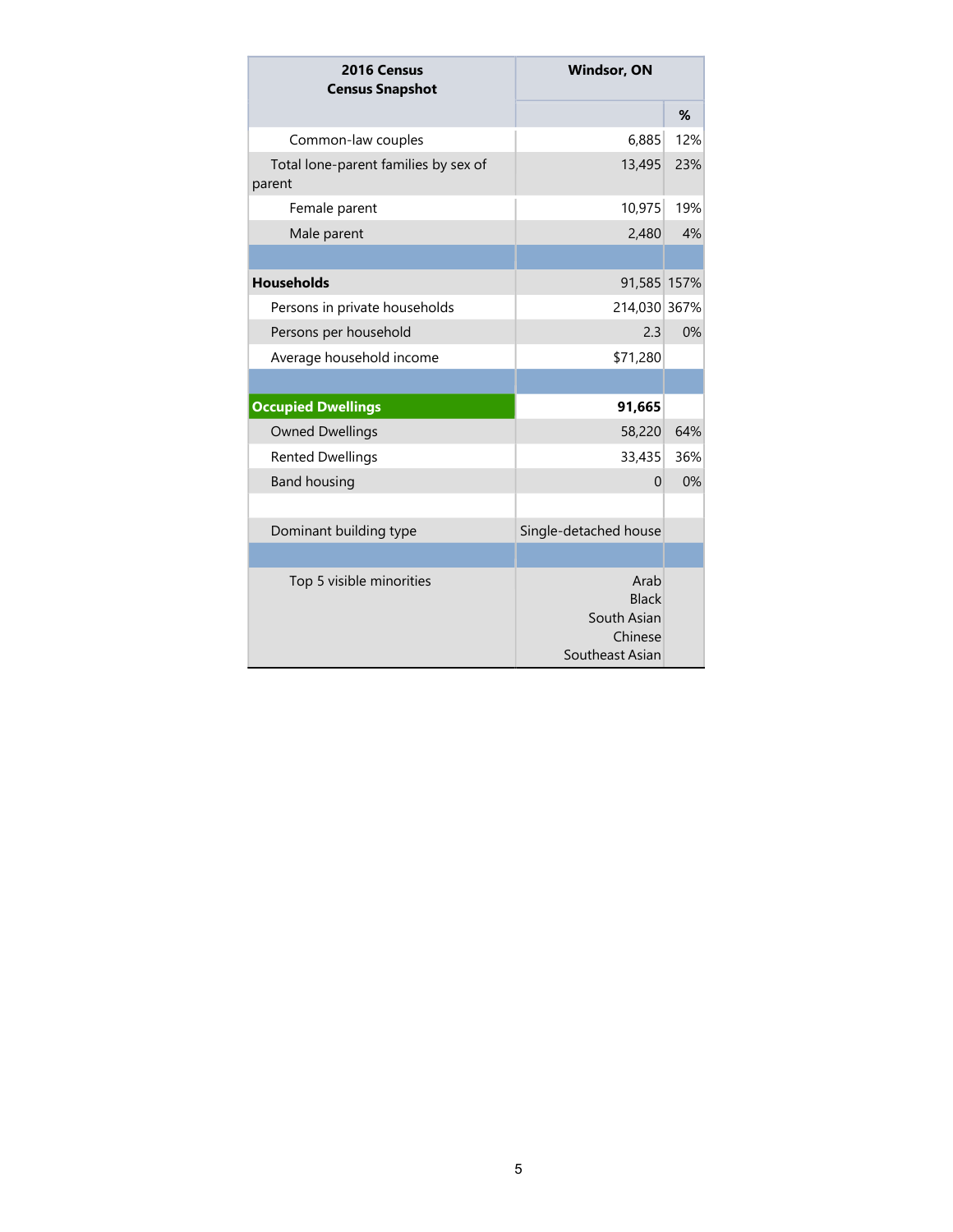| 2016 Census<br>Census Snapshot | Windsor, ON | % |
|---|---|---|
| Common-law couples | 6,885 | 12% |
| Total lone-parent families by sex of parent | 13,495 | 23% |
| Female parent | 10,975 | 19% |
| Male parent | 2,480 | 4% |
| | | |
| **Households** | 91,585 | 157% |
| Persons in private households | 214,030 | 367% |
| Persons per household | 2.3 | 0% |
| Average household income | $71,280 | |
| | | |
| **Occupied Dwellings** | **91,665** | |
| Owned Dwellings | 58,220 | 64% |
| Rented Dwellings | 33,435 | 36% |
| Band housing | 0 | 0% |
| | | |
| Dominant building type | Single-detached house | |
| | | |
| Top 5 visible minorities | Arab<br>Black<br>South Asian<br>Chinese<br>Southeast Asian | |